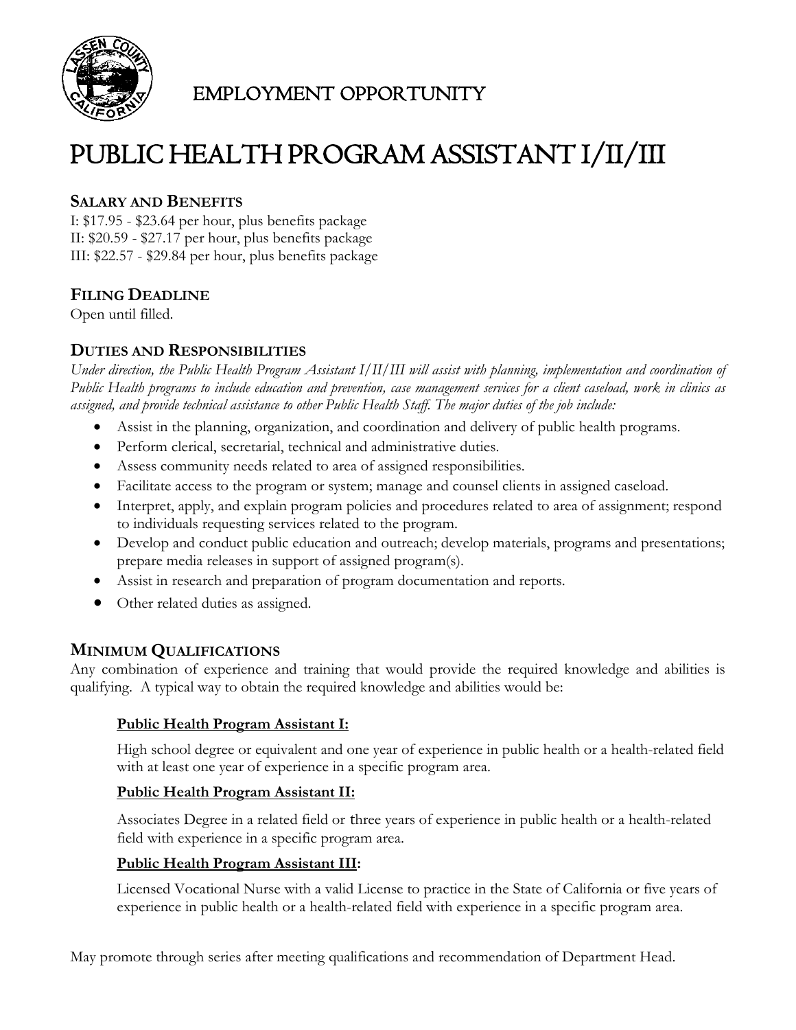EMPLOYMENT OPPORTUNITY

# PUBLIC HEALTH PROGRAM ASSISTANT I/II/III

## SALARY AND BENEFITS

I: $17.95 - $23.64 per hour, plus benefits package
II: $20.59 - $27.17 per hour, plus benefits package
III: $22.57 - $29.84 per hour, plus benefits package

## FILING DEADLINE

Open until filled.

## DUTIES AND RESPONSIBILITIES

*Under direction, the Public Health Program Assistant I/II/III will assist with planning, implementation and coordination of Public Health programs to include education and prevention, case management services for a client caseload, work in clinics as assigned, and provide technical assistance to other Public Health Staff. The major duties of the job include:*

- Assist in the planning, organization, and coordination and delivery of public health programs.
- Perform clerical, secretarial, technical and administrative duties.
- Assess community needs related to area of assigned responsibilities.
- Facilitate access to the program or system; manage and counsel clients in assigned caseload.
- Interpret, apply, and explain program policies and procedures related to area of assignment; respond to individuals requesting services related to the program.
- Develop and conduct public education and outreach; develop materials, programs and presentations; prepare media releases in support of assigned program(s).
- Assist in research and preparation of program documentation and reports.
- Other related duties as assigned.

## MINIMUM QUALIFICATIONS

Any combination of experience and training that would provide the required knowledge and abilities is qualifying. A typical way to obtain the required knowledge and abilities would be:

**Public Health Program Assistant I:**

High school degree or equivalent and one year of experience in public health or a health-related field with at least one year of experience in a specific program area.

**Public Health Program Assistant II:**

Associates Degree in a related field or three years of experience in public health or a health-related field with experience in a specific program area.

**Public Health Program Assistant III:**

Licensed Vocational Nurse with a valid License to practice in the State of California or five years of experience in public health or a health-related field with experience in a specific program area.

May promote through series after meeting qualifications and recommendation of Department Head.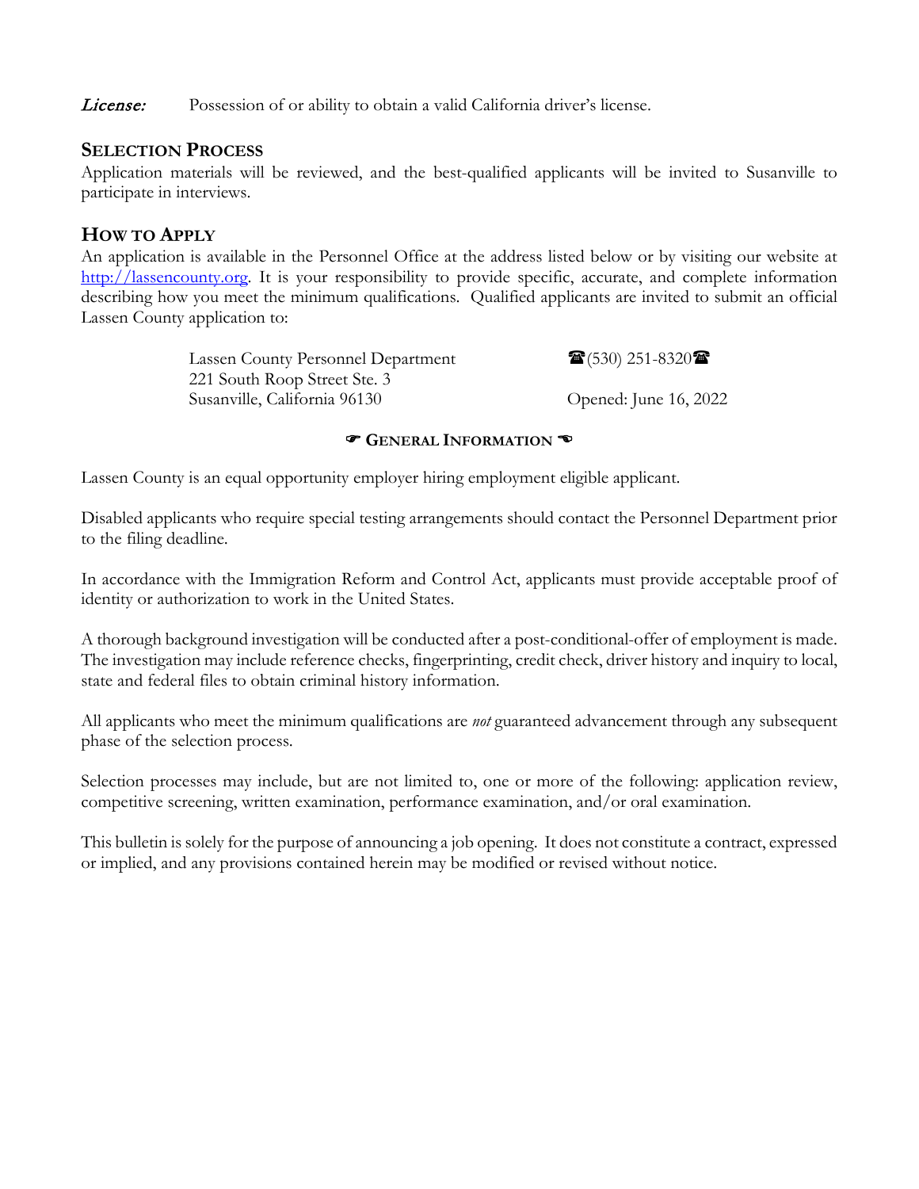*License:* Possession of or ability to obtain a valid California driver's license.

## SELECTION PROCESS

Application materials will be reviewed, and the best-qualified applicants will be invited to Susanville to participate in interviews.

## HOW TO APPLY

An application is available in the Personnel Office at the address listed below or by visiting our website at [http://lassencounty.org](http://lassencounty.org). It is your responsibility to provide specific, accurate, and complete information describing how you meet the minimum qualifications. Qualified applicants are invited to submit an official Lassen County application to:

Lassen County Personnel Department
221 South Roop Street Ste. 3
Susanville, California 96130

☎(530) 251-8320☎

Opened: June 16, 2022

### ☛ GENERAL INFORMATION ☚

Lassen County is an equal opportunity employer hiring employment eligible applicant.

Disabled applicants who require special testing arrangements should contact the Personnel Department prior to the filing deadline.

In accordance with the Immigration Reform and Control Act, applicants must provide acceptable proof of identity or authorization to work in the United States.

A thorough background investigation will be conducted after a post-conditional-offer of employment is made. The investigation may include reference checks, fingerprinting, credit check, driver history and inquiry to local, state and federal files to obtain criminal history information.

All applicants who meet the minimum qualifications are *not* guaranteed advancement through any subsequent phase of the selection process.

Selection processes may include, but are not limited to, one or more of the following: application review, competitive screening, written examination, performance examination, and/or oral examination.

This bulletin is solely for the purpose of announcing a job opening. It does not constitute a contract, expressed or implied, and any provisions contained herein may be modified or revised without notice.